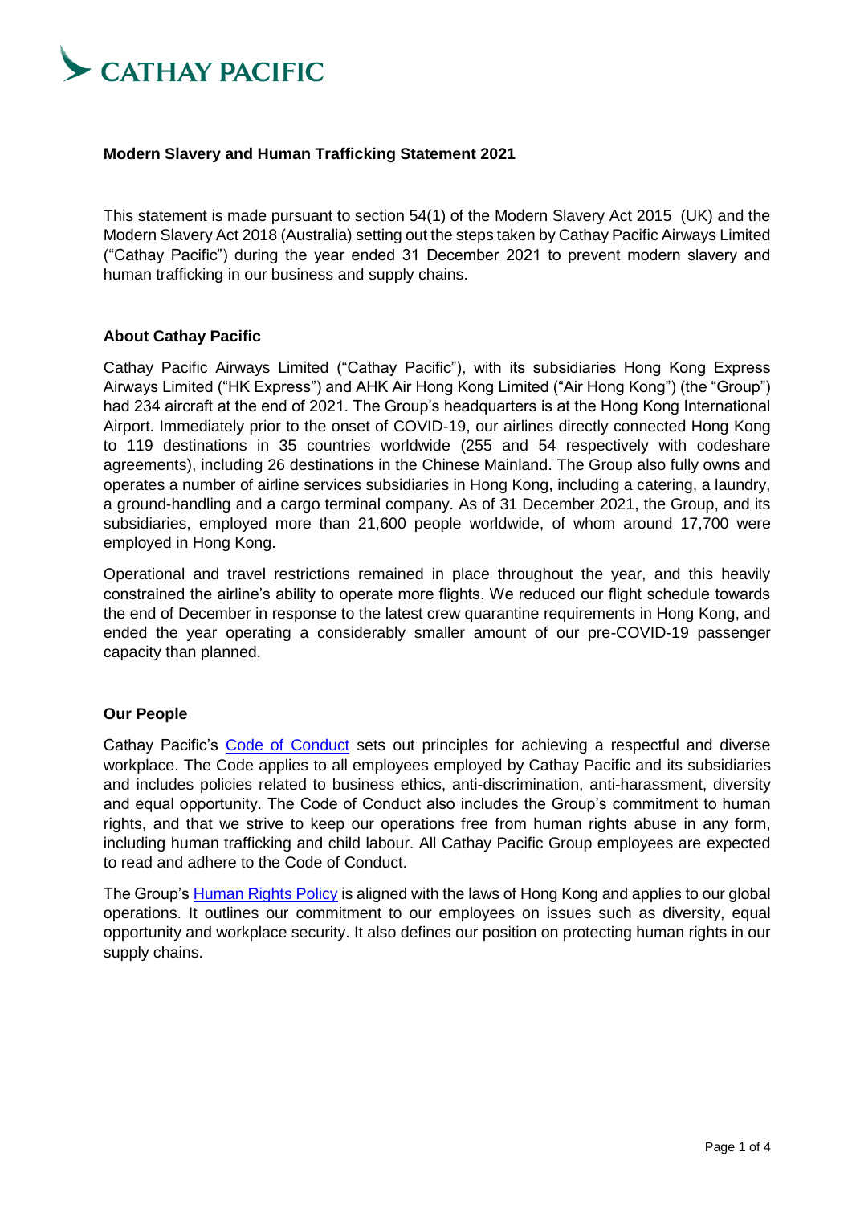CATHAY PACIFIC

# Modern Slavery and Human Trafficking Statement 2021

This statement is made pursuant to section 54(1) of the Modern Slavery Act 2015 (UK) and the Modern Slavery Act 2018 (Australia) setting out the steps taken by Cathay Pacific Airways Limited ("Cathay Pacific") during the year ended 31 December 2021 to prevent modern slavery and human trafficking in our business and supply chains.

## About Cathay Pacific

Cathay Pacific Airways Limited ("Cathay Pacific"), with its subsidiaries Hong Kong Express Airways Limited ("HK Express") and AHK Air Hong Kong Limited ("Air Hong Kong") (the "Group") had 234 aircraft at the end of 2021. The Group's headquarters is at the Hong Kong International Airport. Immediately prior to the onset of COVID-19, our airlines directly connected Hong Kong to 119 destinations in 35 countries worldwide (255 and 54 respectively with codeshare agreements), including 26 destinations in the Chinese Mainland. The Group also fully owns and operates a number of airline services subsidiaries in Hong Kong, including a catering, a laundry, a ground-handling and a cargo terminal company. As of 31 December 2021, the Group, and its subsidiaries, employed more than 21,600 people worldwide, of whom around 17,700 were employed in Hong Kong.

Operational and travel restrictions remained in place throughout the year, and this heavily constrained the airline's ability to operate more flights. We reduced our flight schedule towards the end of December in response to the latest crew quarantine requirements in Hong Kong, and ended the year operating a considerably smaller amount of our pre-COVID-19 passenger capacity than planned.

## Our People

Cathay Pacific's Code of Conduct sets out principles for achieving a respectful and diverse workplace. The Code applies to all employees employed by Cathay Pacific and its subsidiaries and includes policies related to business ethics, anti-discrimination, anti-harassment, diversity and equal opportunity. The Code of Conduct also includes the Group's commitment to human rights, and that we strive to keep our operations free from human rights abuse in any form, including human trafficking and child labour. All Cathay Pacific Group employees are expected to read and adhere to the Code of Conduct.

The Group's Human Rights Policy is aligned with the laws of Hong Kong and applies to our global operations. It outlines our commitment to our employees on issues such as diversity, equal opportunity and workplace security. It also defines our position on protecting human rights in our supply chains.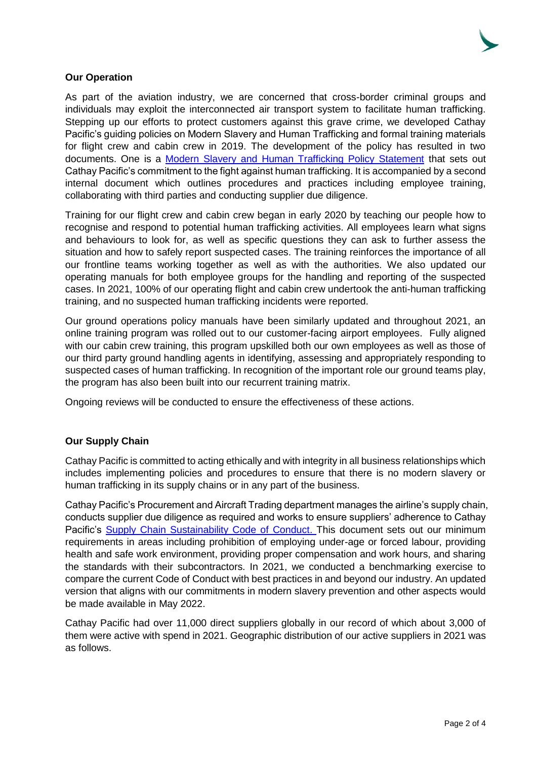**Our Operation**

As part of the aviation industry, we are concerned that cross-border criminal groups and individuals may exploit the interconnected air transport system to facilitate human trafficking. Stepping up our efforts to protect customers against this grave crime, we developed Cathay Pacific's guiding policies on Modern Slavery and Human Trafficking and formal training materials for flight crew and cabin crew in 2019. The development of the policy has resulted in two documents. One is a [Modern Slavery and Human Trafficking Policy Statement]() that sets out Cathay Pacific's commitment to the fight against human trafficking. It is accompanied by a second internal document which outlines procedures and practices including employee training, collaborating with third parties and conducting supplier due diligence.

Training for our flight crew and cabin crew began in early 2020 by teaching our people how to recognise and respond to potential human trafficking activities. All employees learn what signs and behaviours to look for, as well as specific questions they can ask to further assess the situation and how to safely report suspected cases. The training reinforces the importance of all our frontline teams working together as well as with the authorities. We also updated our operating manuals for both employee groups for the handling and reporting of the suspected cases. In 2021, 100% of our operating flight and cabin crew undertook the anti-human trafficking training, and no suspected human trafficking incidents were reported.

Our ground operations policy manuals have been similarly updated and throughout 2021, an online training program was rolled out to our customer-facing airport employees. Fully aligned with our cabin crew training, this program upskilled both our own employees as well as those of our third party ground handling agents in identifying, assessing and appropriately responding to suspected cases of human trafficking. In recognition of the important role our ground teams play, the program has also been built into our recurrent training matrix.

Ongoing reviews will be conducted to ensure the effectiveness of these actions.

**Our Supply Chain**

Cathay Pacific is committed to acting ethically and with integrity in all business relationships which includes implementing policies and procedures to ensure that there is no modern slavery or human trafficking in its supply chains or in any part of the business.

Cathay Pacific's Procurement and Aircraft Trading department manages the airline's supply chain, conducts supplier due diligence as required and works to ensure suppliers' adherence to Cathay Pacific's [Supply Chain Sustainability Code of Conduct.]() This document sets out our minimum requirements in areas including prohibition of employing under-age or forced labour, providing health and safe work environment, providing proper compensation and work hours, and sharing the standards with their subcontractors. In 2021, we conducted a benchmarking exercise to compare the current Code of Conduct with best practices in and beyond our industry. An updated version that aligns with our commitments in modern slavery prevention and other aspects would be made available in May 2022.

Cathay Pacific had over 11,000 direct suppliers globally in our record of which about 3,000 of them were active with spend in 2021. Geographic distribution of our active suppliers in 2021 was as follows.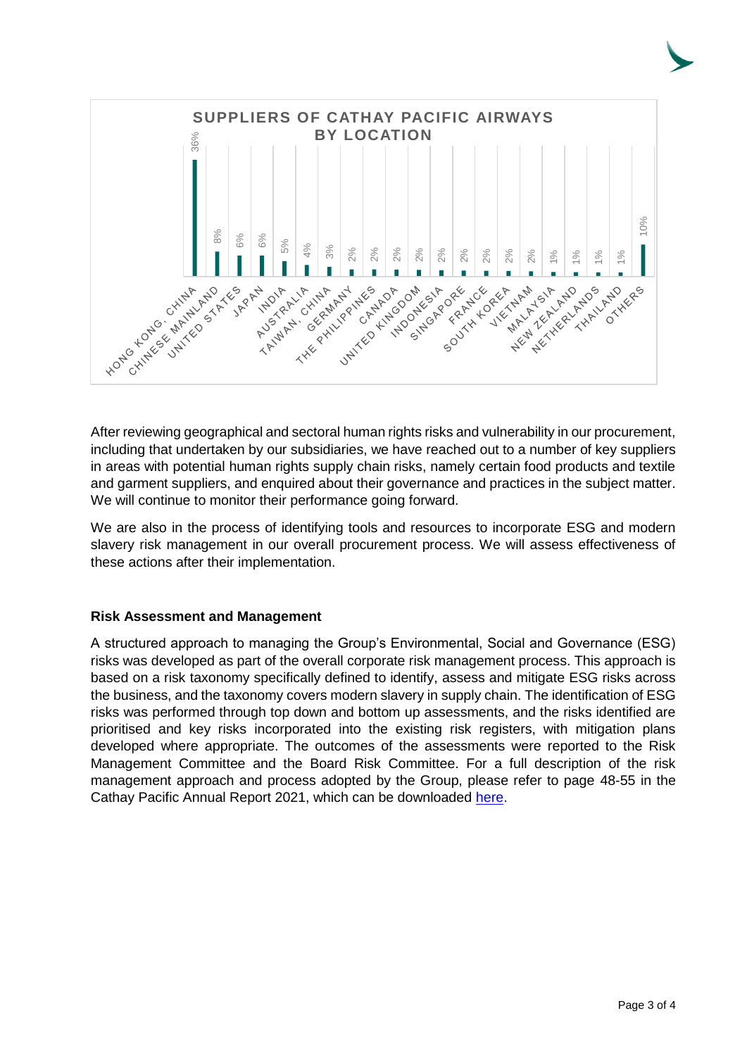**SUPPLIERS OF CATHAY PACIFIC AIRWAYS BY LOCATION**

| Location | Share |
| --- | --- |
| HONG KONG, CHINA | 36% |
| CHINESE MAINLAND | 8% |
| UNITED STATES | 6% |
| JAPAN | 6% |
| INDIA | 5% |
| AUSTRALIA | 4% |
| TAIWAN, CHINA | 3% |
| GERMANY | 2% |
| THE PHILIPPINES | 2% |
| CANADA | 2% |
| UNITED KINGDOM | 2% |
| INDONESIA | 2% |
| SINGAPORE | 2% |
| FRANCE | 2% |
| SOUTH KOREA | 2% |
| VIETNAM | 2% |
| MALAYSIA | 1% |
| NEW ZEALAND | 1% |
| NETHERLANDS | 1% |
| THAILAND | 1% |
| OTHERS | 10% |

After reviewing geographical and sectoral human rights risks and vulnerability in our procurement, including that undertaken by our subsidiaries, we have reached out to a number of key suppliers in areas with potential human rights supply chain risks, namely certain food products and textile and garment suppliers, and enquired about their governance and practices in the subject matter. We will continue to monitor their performance going forward.

We are also in the process of identifying tools and resources to incorporate ESG and modern slavery risk management in our overall procurement process. We will assess effectiveness of these actions after their implementation.

**Risk Assessment and Management**

A structured approach to managing the Group's Environmental, Social and Governance (ESG) risks was developed as part of the overall corporate risk management process. This approach is based on a risk taxonomy specifically defined to identify, assess and mitigate ESG risks across the business, and the taxonomy covers modern slavery in supply chain. The identification of ESG risks was performed through top down and bottom up assessments, and the risks identified are prioritised and key risks incorporated into the existing risk registers, with mitigation plans developed where appropriate. The outcomes of the assessments were reported to the Risk Management Committee and the Board Risk Committee. For a full description of the risk management approach and process adopted by the Group, please refer to page 48-55 in the Cathay Pacific Annual Report 2021, which can be downloaded here.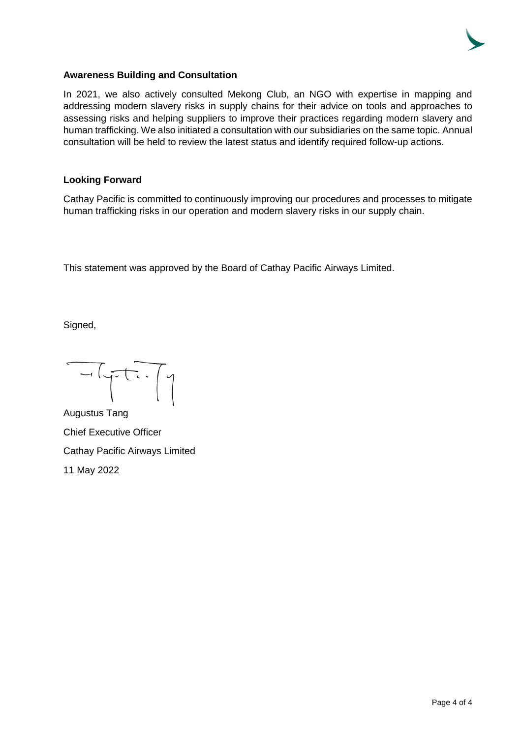**Awareness Building and Consultation**

In 2021, we also actively consulted Mekong Club, an NGO with expertise in mapping and addressing modern slavery risks in supply chains for their advice on tools and approaches to assessing risks and helping suppliers to improve their practices regarding modern slavery and human trafficking. We also initiated a consultation with our subsidiaries on the same topic. Annual consultation will be held to review the latest status and identify required follow-up actions.

**Looking Forward**

Cathay Pacific is committed to continuously improving our procedures and processes to mitigate human trafficking risks in our operation and modern slavery risks in our supply chain.

This statement was approved by the Board of Cathay Pacific Airways Limited.

Signed,

Augustus Tang

Chief Executive Officer

Cathay Pacific Airways Limited

11 May 2022